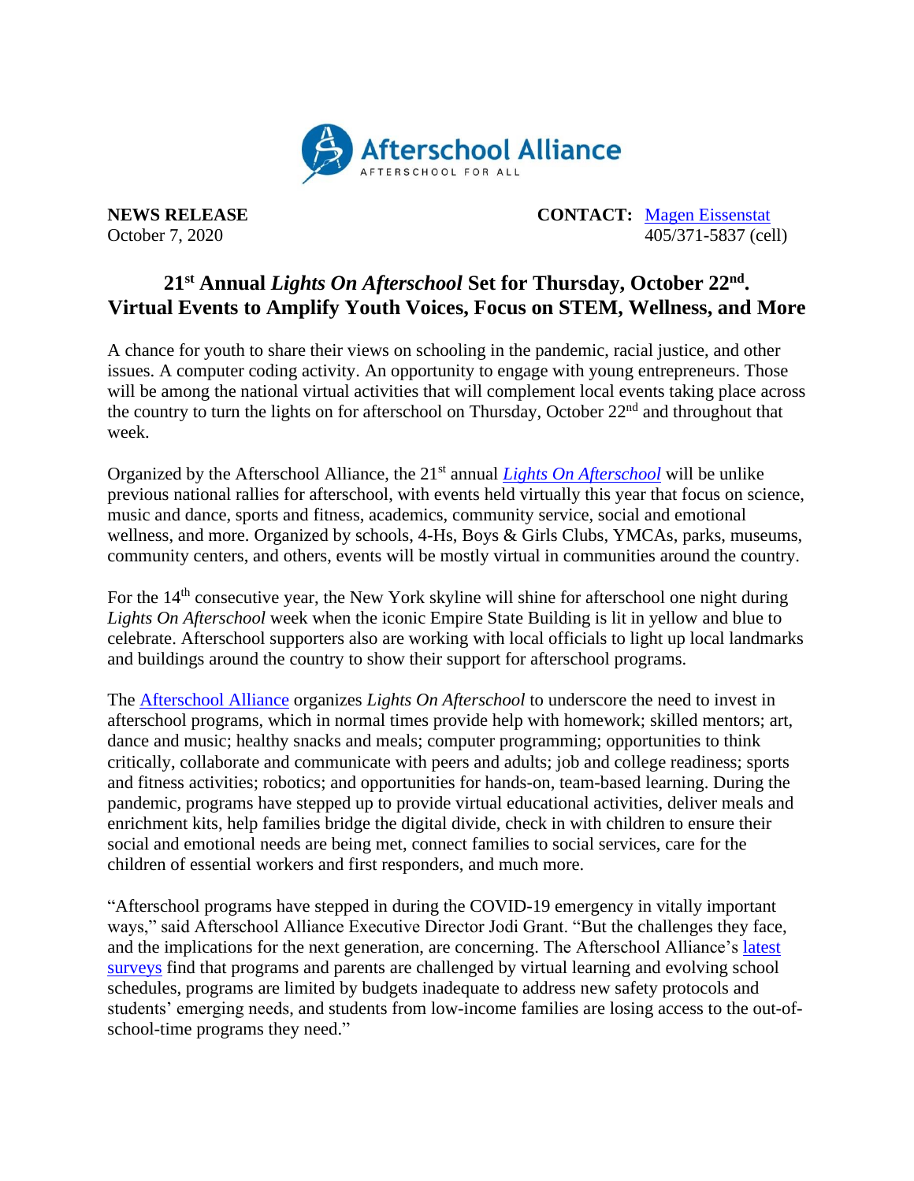Afterschool Alliance
AFTERSCHOOL FOR ALL

**NEWS RELEASE**
October 7, 2020

**CONTACT:** Magen Eissenstat
405/371-5837 (cell)

## 21st Annual *Lights On Afterschool* Set for Thursday, October 22nd. Virtual Events to Amplify Youth Voices, Focus on STEM, Wellness, and More

A chance for youth to share their views on schooling in the pandemic, racial justice, and other issues. A computer coding activity. An opportunity to engage with young entrepreneurs. Those will be among the national virtual activities that will complement local events taking place across the country to turn the lights on for afterschool on Thursday, October 22nd and throughout that week.

Organized by the Afterschool Alliance, the 21st annual *Lights On Afterschool* will be unlike previous national rallies for afterschool, with events held virtually this year that focus on science, music and dance, sports and fitness, academics, community service, social and emotional wellness, and more. Organized by schools, 4-Hs, Boys & Girls Clubs, YMCAs, parks, museums, community centers, and others, events will be mostly virtual in communities around the country.

For the 14th consecutive year, the New York skyline will shine for afterschool one night during *Lights On Afterschool* week when the iconic Empire State Building is lit in yellow and blue to celebrate. Afterschool supporters also are working with local officials to light up local landmarks and buildings around the country to show their support for afterschool programs.

The Afterschool Alliance organizes *Lights On Afterschool* to underscore the need to invest in afterschool programs, which in normal times provide help with homework; skilled mentors; art, dance and music; healthy snacks and meals; computer programming; opportunities to think critically, collaborate and communicate with peers and adults; job and college readiness; sports and fitness activities; robotics; and opportunities for hands-on, team-based learning. During the pandemic, programs have stepped up to provide virtual educational activities, deliver meals and enrichment kits, help families bridge the digital divide, check in with children to ensure their social and emotional needs are being met, connect families to social services, care for the children of essential workers and first responders, and much more.

"Afterschool programs have stepped in during the COVID-19 emergency in vitally important ways," said Afterschool Alliance Executive Director Jodi Grant. "But the challenges they face, and the implications for the next generation, are concerning. The Afterschool Alliance's latest surveys find that programs and parents are challenged by virtual learning and evolving school schedules, programs are limited by budgets inadequate to address new safety protocols and students' emerging needs, and students from low-income families are losing access to the out-of-school-time programs they need."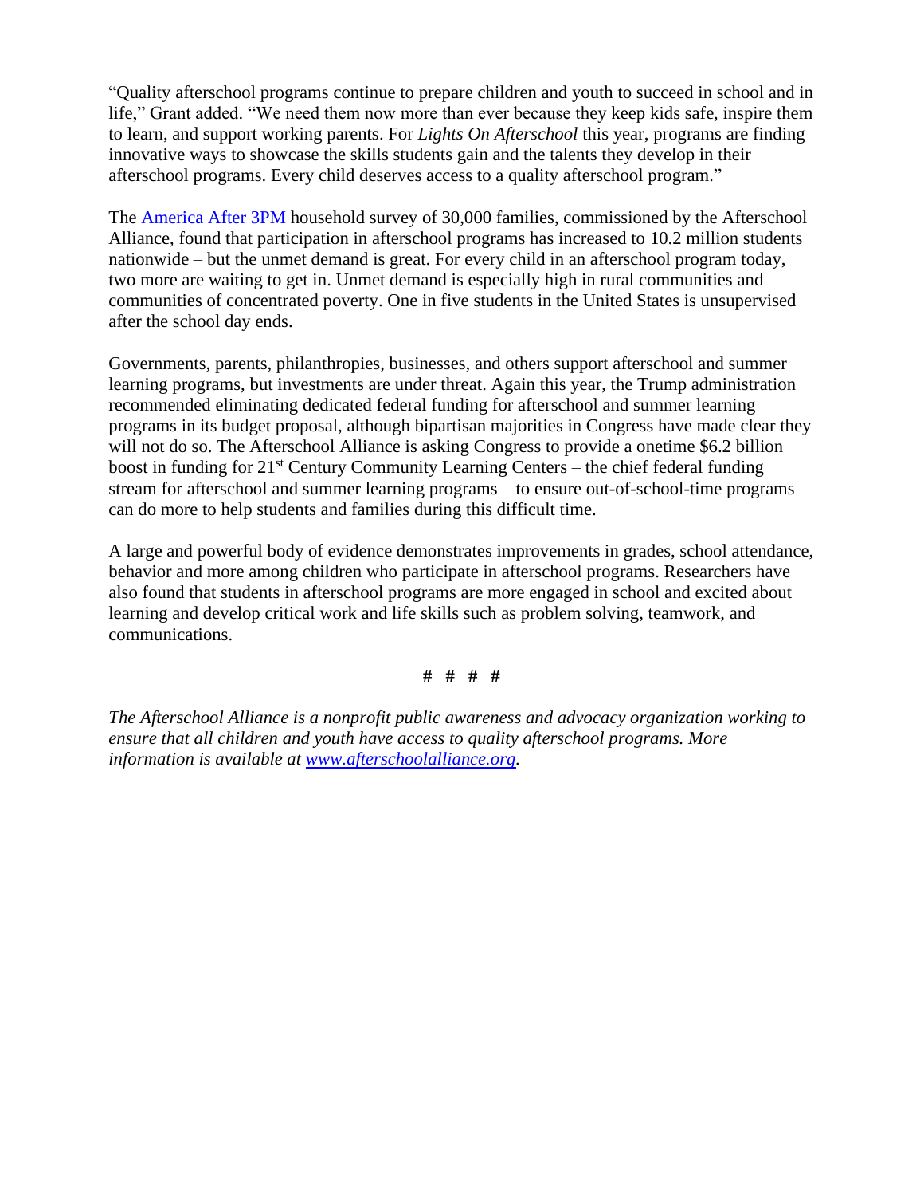"Quality afterschool programs continue to prepare children and youth to succeed in school and in life," Grant added. "We need them now more than ever because they keep kids safe, inspire them to learn, and support working parents. For *Lights On Afterschool* this year, programs are finding innovative ways to showcase the skills students gain and the talents they develop in their afterschool programs. Every child deserves access to a quality afterschool program."

The [America After 3PM] household survey of 30,000 families, commissioned by the Afterschool Alliance, found that participation in afterschool programs has increased to 10.2 million students nationwide – but the unmet demand is great. For every child in an afterschool program today, two more are waiting to get in. Unmet demand is especially high in rural communities and communities of concentrated poverty. One in five students in the United States is unsupervised after the school day ends.

Governments, parents, philanthropies, businesses, and others support afterschool and summer learning programs, but investments are under threat. Again this year, the Trump administration recommended eliminating dedicated federal funding for afterschool and summer learning programs in its budget proposal, although bipartisan majorities in Congress have made clear they will not do so. The Afterschool Alliance is asking Congress to provide a onetime $6.2 billion boost in funding for 21st Century Community Learning Centers – the chief federal funding stream for afterschool and summer learning programs – to ensure out-of-school-time programs can do more to help students and families during this difficult time.

A large and powerful body of evidence demonstrates improvements in grades, school attendance, behavior and more among children who participate in afterschool programs. Researchers have also found that students in afterschool programs are more engaged in school and excited about learning and develop critical work and life skills such as problem solving, teamwork, and communications.

# # # #

*The Afterschool Alliance is a nonprofit public awareness and advocacy organization working to ensure that all children and youth have access to quality afterschool programs. More information is available at [www.afterschoolalliance.org].*